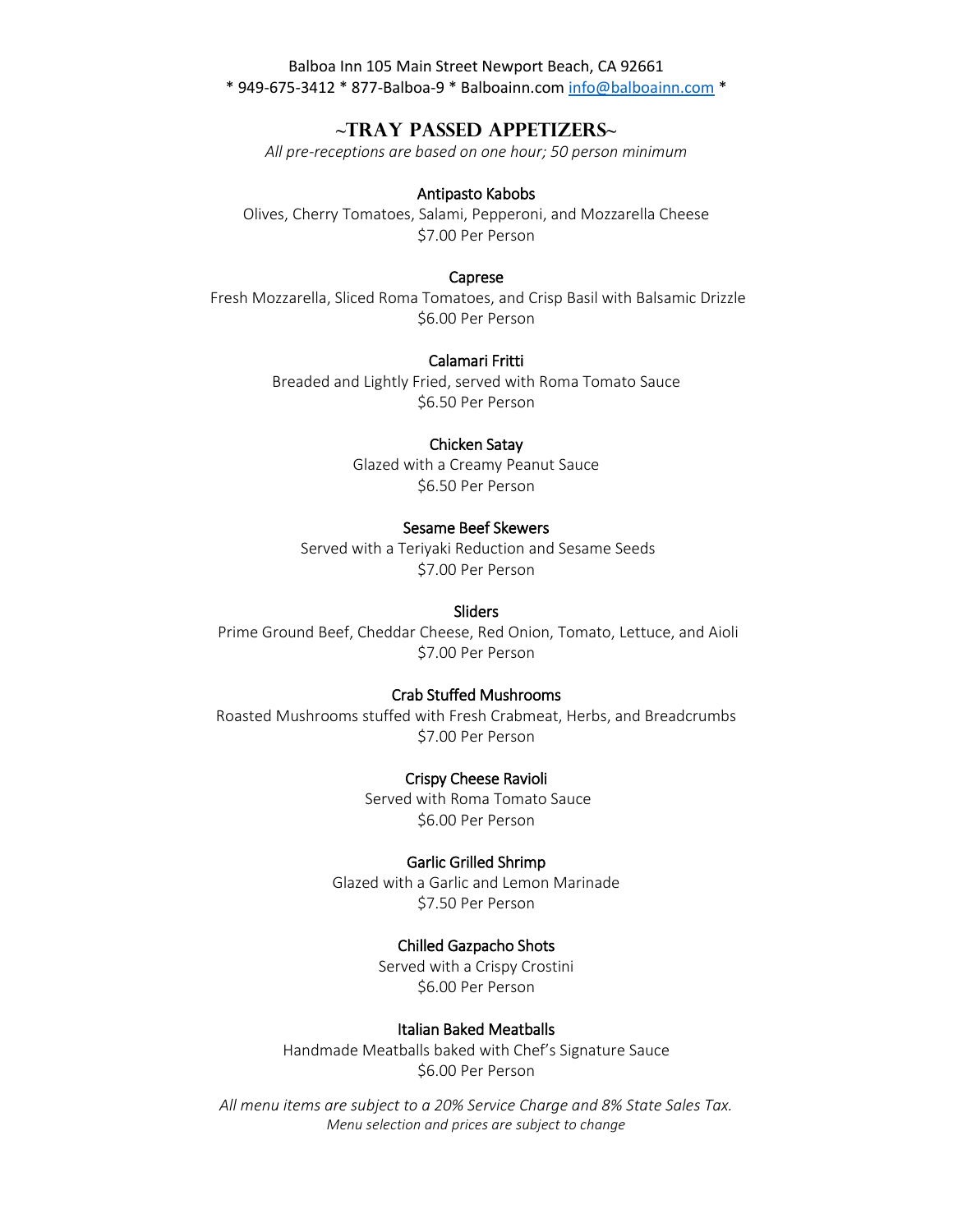Balboa Inn 105 Main Street Newport Beach, CA 92661
* 949-675-3412 * 877-Balboa-9 * Balboainn.com info@balboainn.com *

# ~Tray Passed Appetizers~

*All pre-receptions are based on one hour; 50 person minimum*

**Antipasto Kabobs**
Olives, Cherry Tomatoes, Salami, Pepperoni, and Mozzarella Cheese
$7.00 Per Person

**Caprese**
Fresh Mozzarella, Sliced Roma Tomatoes, and Crisp Basil with Balsamic Drizzle
$6.00 Per Person

**Calamari Fritti**
Breaded and Lightly Fried, served with Roma Tomato Sauce
$6.50 Per Person

**Chicken Satay**
Glazed with a Creamy Peanut Sauce
$6.50 Per Person

**Sesame Beef Skewers**
Served with a Teriyaki Reduction and Sesame Seeds
$7.00 Per Person

**Sliders**
Prime Ground Beef, Cheddar Cheese, Red Onion, Tomato, Lettuce, and Aioli
$7.00 Per Person

**Crab Stuffed Mushrooms**
Roasted Mushrooms stuffed with Fresh Crabmeat, Herbs, and Breadcrumbs
$7.00 Per Person

**Crispy Cheese Ravioli**
Served with Roma Tomato Sauce
$6.00 Per Person

**Garlic Grilled Shrimp**
Glazed with a Garlic and Lemon Marinade
$7.50 Per Person

**Chilled Gazpacho Shots**
Served with a Crispy Crostini
$6.00 Per Person

**Italian Baked Meatballs**
Handmade Meatballs baked with Chef's Signature Sauce
$6.00 Per Person

*All menu items are subject to a 20% Service Charge and 8% State Sales Tax.*
*Menu selection and prices are subject to change*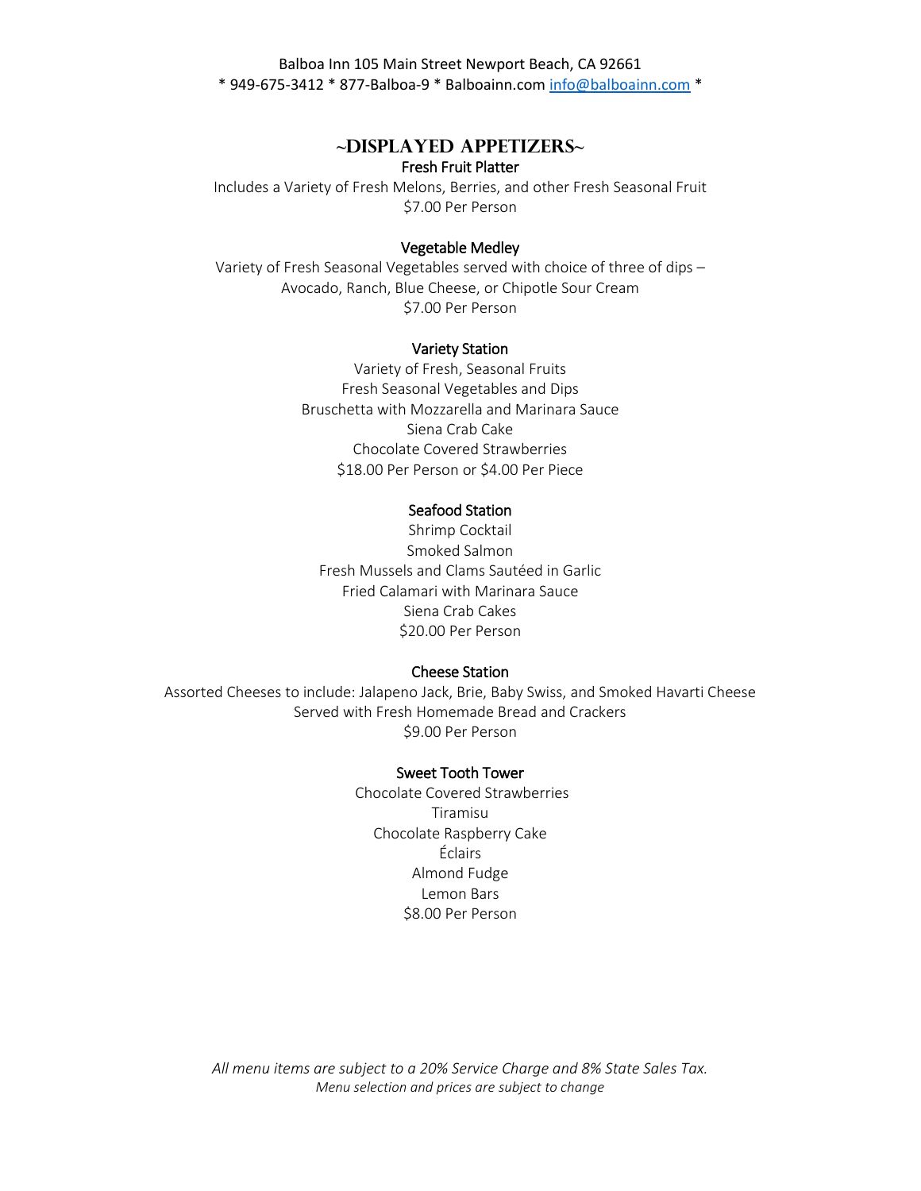## ~Displayed Appetizers~

**Fresh Fruit Platter**

Includes a Variety of Fresh Melons, Berries, and other Fresh Seasonal Fruit
$7.00 Per Person

**Vegetable Medley**

Variety of Fresh Seasonal Vegetables served with choice of three of dips – Avocado, Ranch, Blue Cheese, or Chipotle Sour Cream
$7.00 Per Person

**Variety Station**

Variety of Fresh, Seasonal Fruits
Fresh Seasonal Vegetables and Dips
Bruschetta with Mozzarella and Marinara Sauce
Siena Crab Cake
Chocolate Covered Strawberries
$18.00 Per Person or $4.00 Per Piece

**Seafood Station**

Shrimp Cocktail
Smoked Salmon
Fresh Mussels and Clams Sautéed in Garlic
Fried Calamari with Marinara Sauce
Siena Crab Cakes
$20.00 Per Person

**Cheese Station**

Assorted Cheeses to include: Jalapeno Jack, Brie, Baby Swiss, and Smoked Havarti Cheese
Served with Fresh Homemade Bread and Crackers
$9.00 Per Person

**Sweet Tooth Tower**

Chocolate Covered Strawberries
Tiramisu
Chocolate Raspberry Cake
Éclairs
Almond Fudge
Lemon Bars
$8.00 Per Person

*All menu items are subject to a 20% Service Charge and 8% State Sales Tax.*
*Menu selection and prices are subject to change*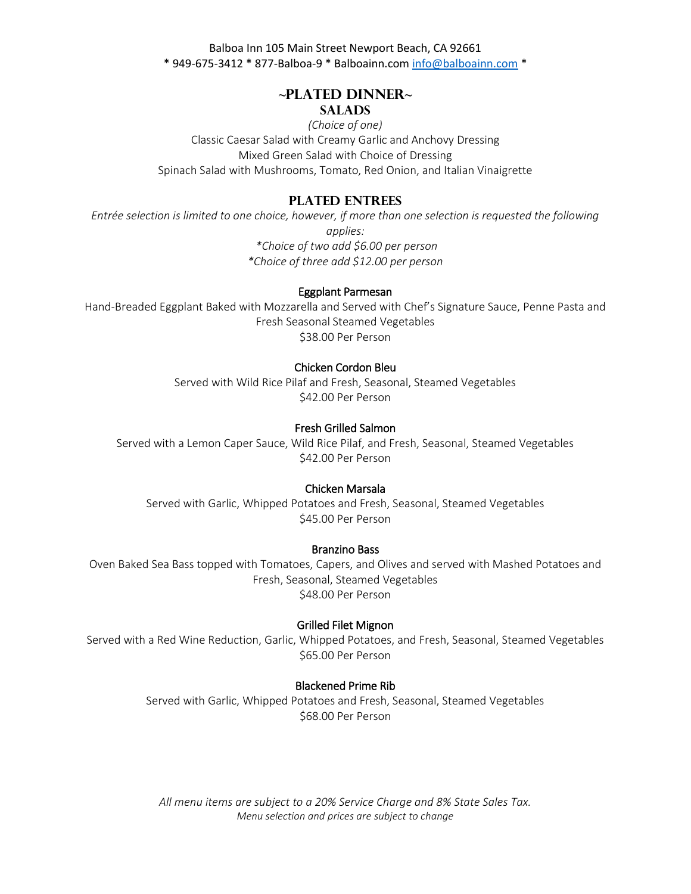Balboa Inn 105 Main Street Newport Beach, CA 92661
* 949-675-3412 * 877-Balboa-9 * Balboainn.com info@balboainn.com *

# ~Plated Dinner~

## Salads

*(Choice of one)*

Classic Caesar Salad with Creamy Garlic and Anchovy Dressing
Mixed Green Salad with Choice of Dressing
Spinach Salad with Mushrooms, Tomato, Red Onion, and Italian Vinaigrette

## Plated Entrees

*Entrée selection is limited to one choice, however, if more than one selection is requested the following applies:*
**Choice of two add $6.00 per person*
**Choice of three add $12.00 per person*

### Eggplant Parmesan

Hand-Breaded Eggplant Baked with Mozzarella and Served with Chef's Signature Sauce, Penne Pasta and Fresh Seasonal Steamed Vegetables
$38.00 Per Person

### Chicken Cordon Bleu

Served with Wild Rice Pilaf and Fresh, Seasonal, Steamed Vegetables
$42.00 Per Person

### Fresh Grilled Salmon

Served with a Lemon Caper Sauce, Wild Rice Pilaf, and Fresh, Seasonal, Steamed Vegetables
$42.00 Per Person

### Chicken Marsala

Served with Garlic, Whipped Potatoes and Fresh, Seasonal, Steamed Vegetables
$45.00 Per Person

### Branzino Bass

Oven Baked Sea Bass topped with Tomatoes, Capers, and Olives and served with Mashed Potatoes and Fresh, Seasonal, Steamed Vegetables
$48.00 Per Person

### Grilled Filet Mignon

Served with a Red Wine Reduction, Garlic, Whipped Potatoes, and Fresh, Seasonal, Steamed Vegetables
$65.00 Per Person

### Blackened Prime Rib

Served with Garlic, Whipped Potatoes and Fresh, Seasonal, Steamed Vegetables
$68.00 Per Person

*All menu items are subject to a 20% Service Charge and 8% State Sales Tax.*
*Menu selection and prices are subject to change*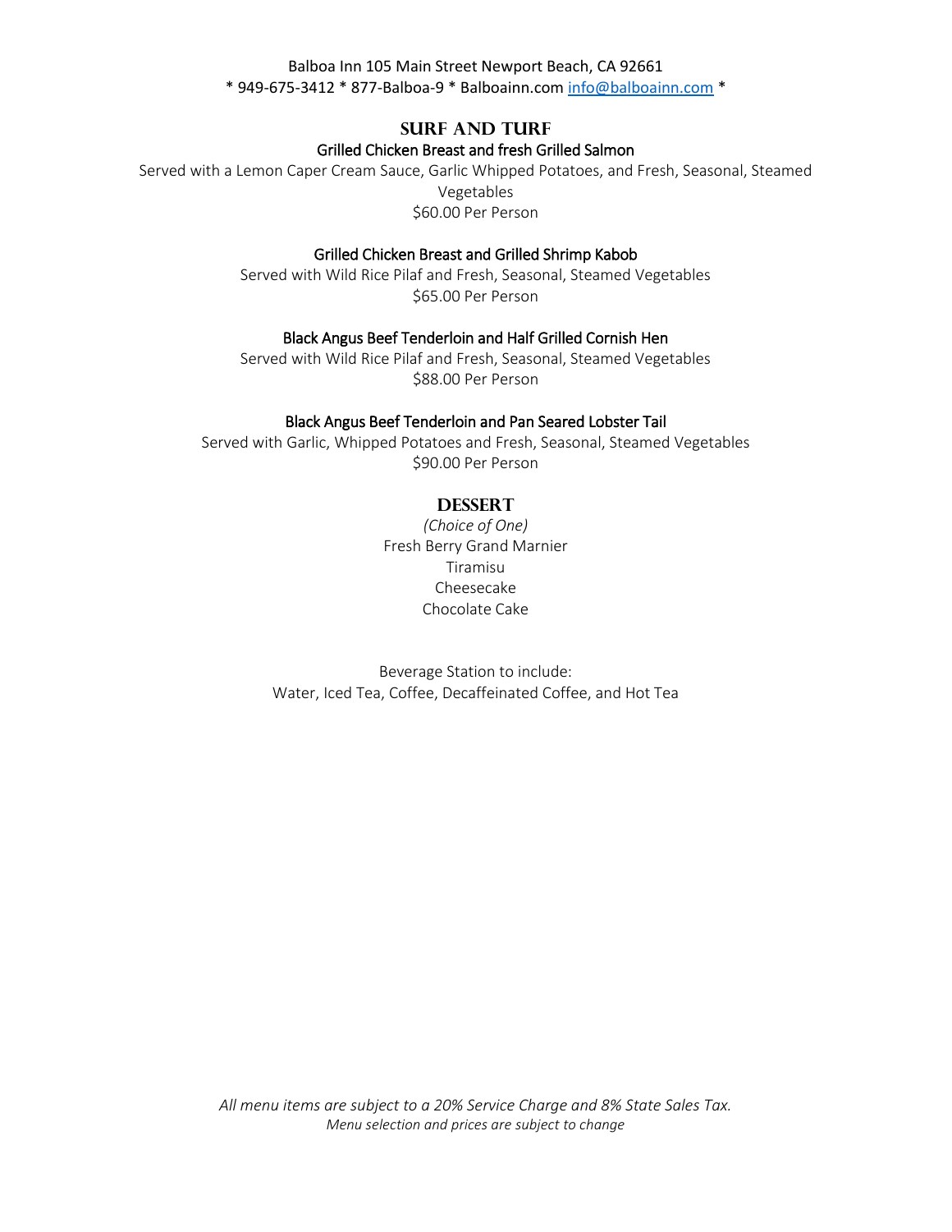Balboa Inn 105 Main Street Newport Beach, CA 92661
* 949-675-3412 * 877-Balboa-9 * Balboainn.com info@balboainn.com *

## Surf and Turf

### Grilled Chicken Breast and fresh Grilled Salmon

Served with a Lemon Caper Cream Sauce, Garlic Whipped Potatoes, and Fresh, Seasonal, Steamed Vegetables
$60.00 Per Person

### Grilled Chicken Breast and Grilled Shrimp Kabob

Served with Wild Rice Pilaf and Fresh, Seasonal, Steamed Vegetables
$65.00 Per Person

### Black Angus Beef Tenderloin and Half Grilled Cornish Hen

Served with Wild Rice Pilaf and Fresh, Seasonal, Steamed Vegetables
$88.00 Per Person

### Black Angus Beef Tenderloin and Pan Seared Lobster Tail

Served with Garlic, Whipped Potatoes and Fresh, Seasonal, Steamed Vegetables
$90.00 Per Person

## Dessert

*(Choice of One)*

Fresh Berry Grand Marnier
Tiramisu
Cheesecake
Chocolate Cake

Beverage Station to include:
Water, Iced Tea, Coffee, Decaffeinated Coffee, and Hot Tea

*All menu items are subject to a 20% Service Charge and 8% State Sales Tax.*
*Menu selection and prices are subject to change*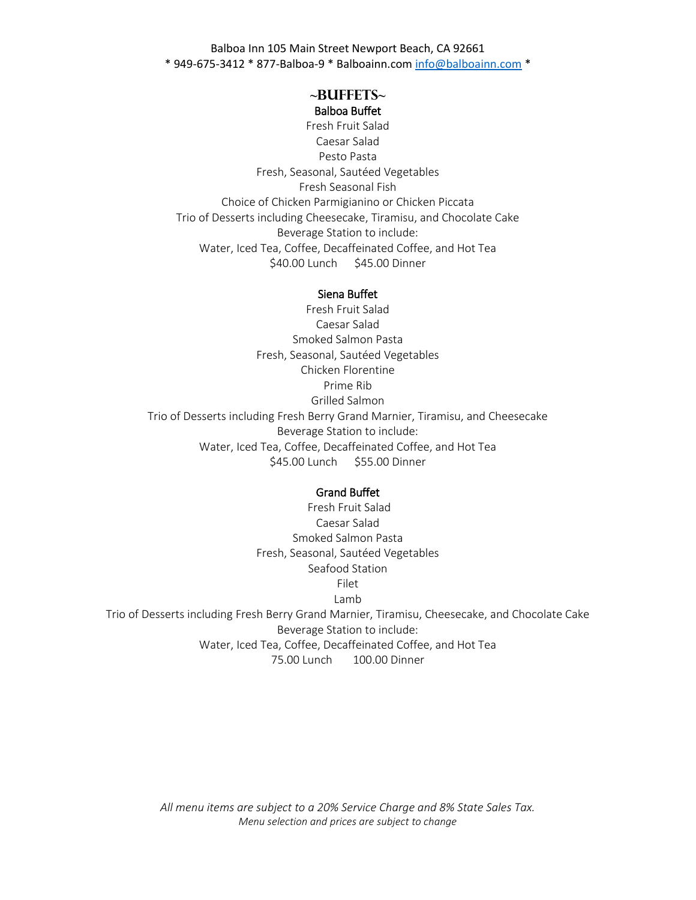Balboa Inn 105 Main Street Newport Beach, CA 92661
* 949-675-3412 * 877-Balboa-9 * Balboainn.com info@balboainn.com *

# ~Buffets~

## Balboa Buffet

Fresh Fruit Salad
Caesar Salad
Pesto Pasta
Fresh, Seasonal, Sautéed Vegetables
Fresh Seasonal Fish
Choice of Chicken Parmigianino or Chicken Piccata
Trio of Desserts including Cheesecake, Tiramisu, and Chocolate Cake
Beverage Station to include:
Water, Iced Tea, Coffee, Decaffeinated Coffee, and Hot Tea
$40.00 Lunch $45.00 Dinner

## Siena Buffet

Fresh Fruit Salad
Caesar Salad
Smoked Salmon Pasta
Fresh, Seasonal, Sautéed Vegetables
Chicken Florentine
Prime Rib
Grilled Salmon
Trio of Desserts including Fresh Berry Grand Marnier, Tiramisu, and Cheesecake
Beverage Station to include:
Water, Iced Tea, Coffee, Decaffeinated Coffee, and Hot Tea
$45.00 Lunch $55.00 Dinner

## Grand Buffet

Fresh Fruit Salad
Caesar Salad
Smoked Salmon Pasta
Fresh, Seasonal, Sautéed Vegetables
Seafood Station
Filet
Lamb
Trio of Desserts including Fresh Berry Grand Marnier, Tiramisu, Cheesecake, and Chocolate Cake
Beverage Station to include:
Water, Iced Tea, Coffee, Decaffeinated Coffee, and Hot Tea
75.00 Lunch 100.00 Dinner

*All menu items are subject to a 20% Service Charge and 8% State Sales Tax.*
*Menu selection and prices are subject to change*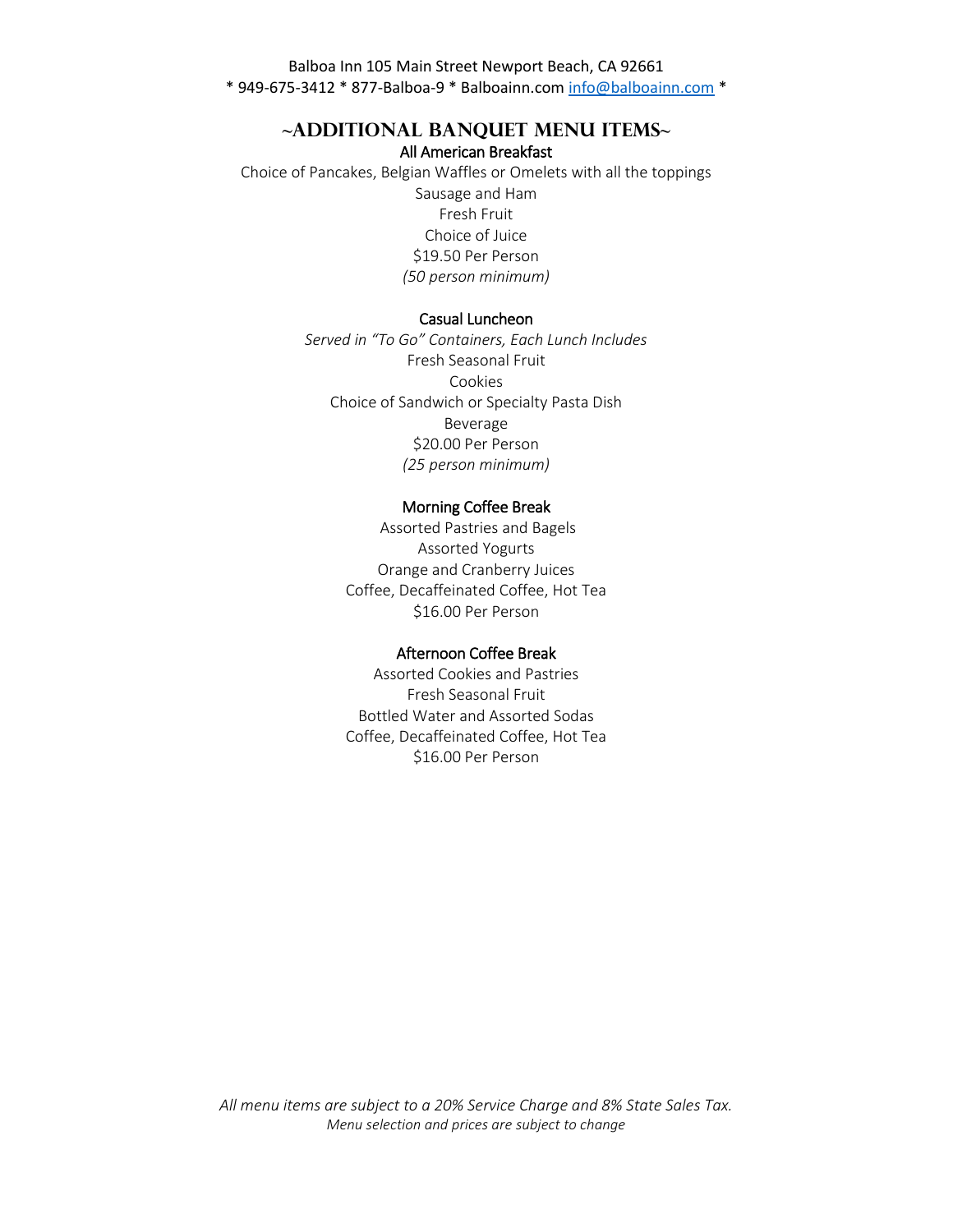Balboa Inn 105 Main Street Newport Beach, CA 92661
* 949-675-3412 * 877-Balboa-9 * Balboainn.com info@balboainn.com *

## ~ADDITIONAL BANQUET MENU ITEMS~

### All American Breakfast

Choice of Pancakes, Belgian Waffles or Omelets with all the toppings
Sausage and Ham
Fresh Fruit
Choice of Juice
$19.50 Per Person
*(50 person minimum)*

### Casual Luncheon

*Served in "To Go" Containers, Each Lunch Includes*
Fresh Seasonal Fruit
Cookies
Choice of Sandwich or Specialty Pasta Dish
Beverage
$20.00 Per Person
*(25 person minimum)*

### Morning Coffee Break

Assorted Pastries and Bagels
Assorted Yogurts
Orange and Cranberry Juices
Coffee, Decaffeinated Coffee, Hot Tea
$16.00 Per Person

### Afternoon Coffee Break

Assorted Cookies and Pastries
Fresh Seasonal Fruit
Bottled Water and Assorted Sodas
Coffee, Decaffeinated Coffee, Hot Tea
$16.00 Per Person

*All menu items are subject to a 20% Service Charge and 8% State Sales Tax.*
*Menu selection and prices are subject to change*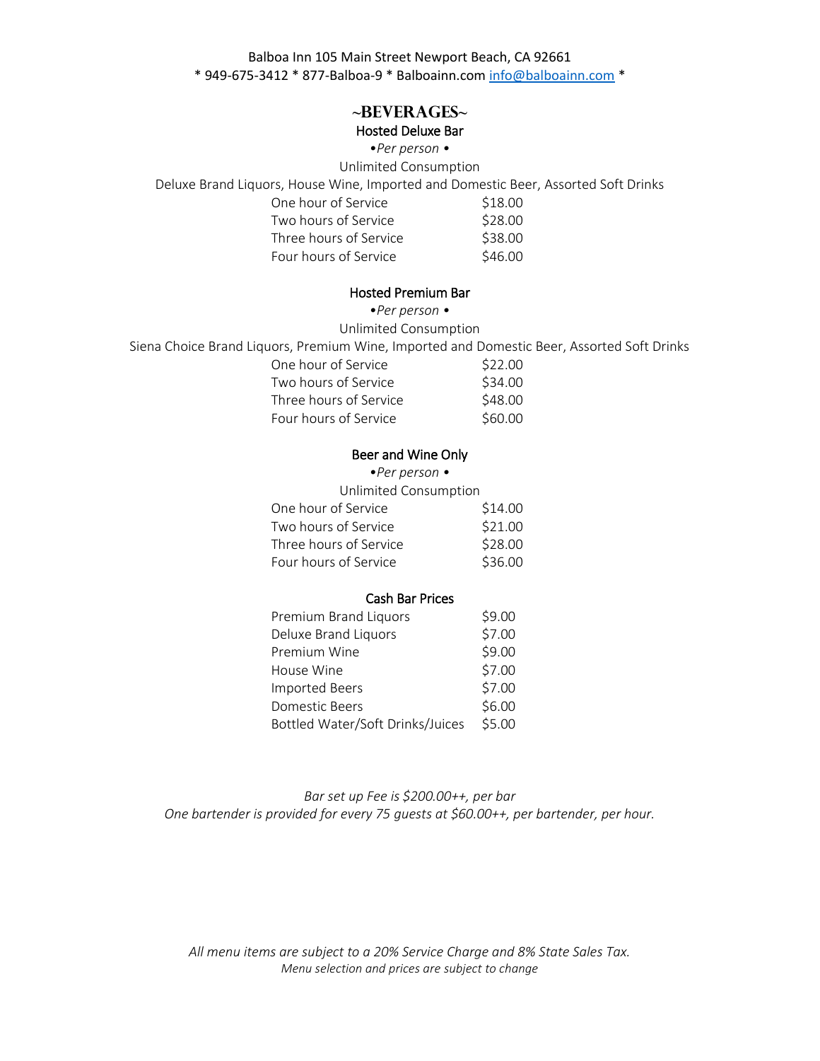Balboa Inn 105 Main Street Newport Beach, CA 92661
* 949-675-3412 * 877-Balboa-9 * Balboainn.com info@balboainn.com *

# ~BEVERAGES~

## Hosted Deluxe Bar

*•Per person •*

Unlimited Consumption

Deluxe Brand Liquors, House Wine, Imported and Domestic Beer, Assorted Soft Drinks

| | |
|---|---|
| One hour of Service | $18.00 |
| Two hours of Service | $28.00 |
| Three hours of Service | $38.00 |
| Four hours of Service | $46.00 |

## Hosted Premium Bar

*•Per person •*

Unlimited Consumption

Siena Choice Brand Liquors, Premium Wine, Imported and Domestic Beer, Assorted Soft Drinks

| | |
|---|---|
| One hour of Service | $22.00 |
| Two hours of Service | $34.00 |
| Three hours of Service | $48.00 |
| Four hours of Service | $60.00 |

## Beer and Wine Only

*•Per person •*

Unlimited Consumption

| | |
|---|---|
| One hour of Service | $14.00 |
| Two hours of Service | $21.00 |
| Three hours of Service | $28.00 |
| Four hours of Service | $36.00 |

## Cash Bar Prices

| | |
|---|---|
| Premium Brand Liquors | $9.00 |
| Deluxe Brand Liquors | $7.00 |
| Premium Wine | $9.00 |
| House Wine | $7.00 |
| Imported Beers | $7.00 |
| Domestic Beers | $6.00 |
| Bottled Water/Soft Drinks/Juices | $5.00 |

*Bar set up Fee is $200.00++, per bar*
*One bartender is provided for every 75 guests at $60.00++, per bartender, per hour.*

*All menu items are subject to a 20% Service Charge and 8% State Sales Tax.*
*Menu selection and prices are subject to change*